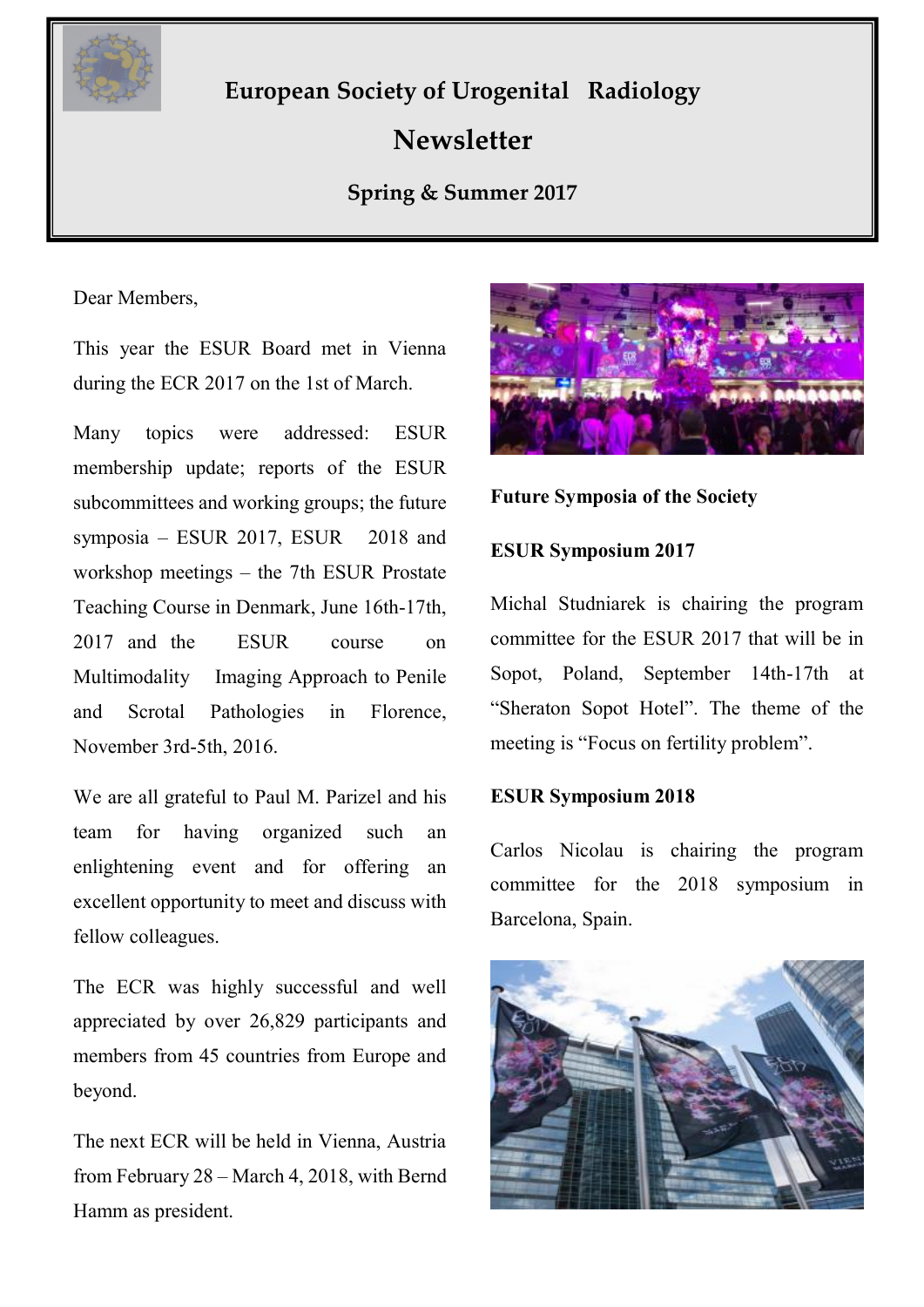# European Society of Urogenital Radiology

## Newsletter

### Spring & Summer 2017

Dear Members,

This year the ESUR Board met in Vienna during the ECR 2017 on the 1st of March.

Many topics were addressed: ESUR membership update; reports of the ESUR subcommittees and working groups; the future symposia – ESUR 2017, ESUR 2018 and workshop meetings – the 7th ESUR Prostate Teaching Course in Denmark, June 16th-17th, 2017 and the ESUR course on Multimodality Imaging Approach to Penile and Scrotal Pathologies in Florence, November 3rd-5th, 2016.

We are all grateful to Paul M. Parizel and his team for having organized such an enlightening event and for offering an excellent opportunity to meet and discuss with fellow colleagues.

The ECR was highly successful and well appreciated by over 26,829 participants and members from 45 countries from Europe and beyond.

The next ECR will be held in Vienna, Austria from February 28 – March 4, 2018, with Bernd Hamm as president.

**Future Symposia of the Society**

**ESUR Symposium 2017**

Michal Studniarek is chairing the program committee for the ESUR 2017 that will be in Sopot, Poland, September 14th-17th at "Sheraton Sopot Hotel". The theme of the meeting is "Focus on fertility problem".

**ESUR Symposium 2018**

Carlos Nicolau is chairing the program committee for the 2018 symposium in Barcelona, Spain.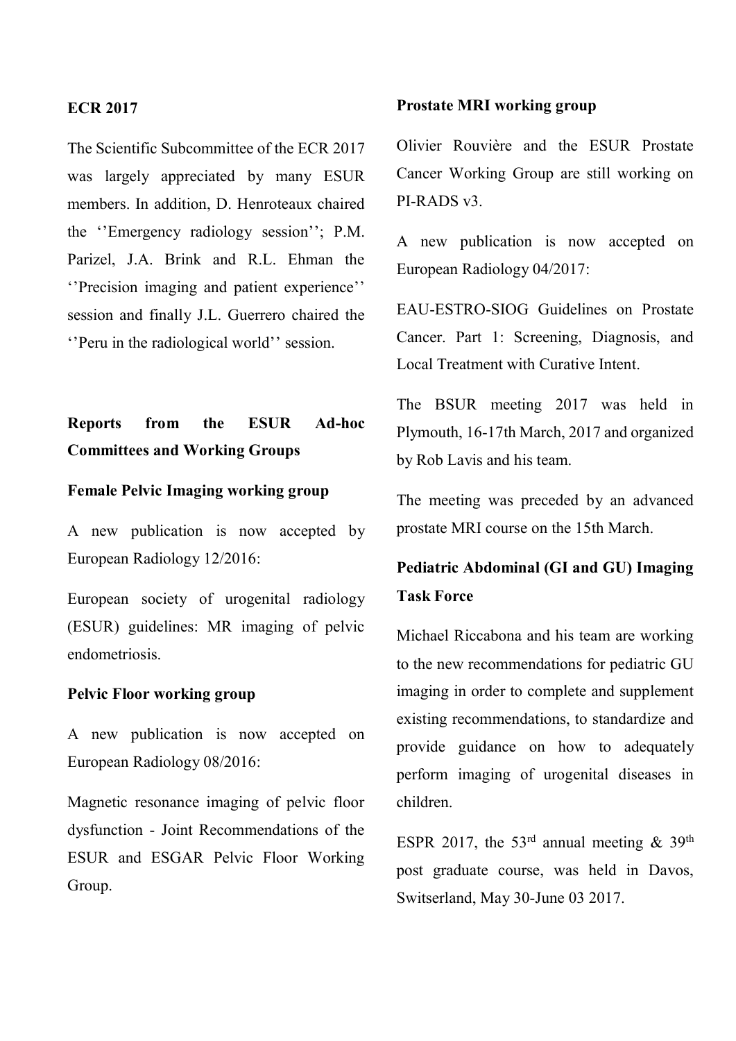**ECR 2017**

The Scientific Subcommittee of the ECR 2017 was largely appreciated by many ESUR members. In addition, D. Henroteaux chaired the ''Emergency radiology session''; P.M. Parizel, J.A. Brink and R.L. Ehman the ''Precision imaging and patient experience'' session and finally J.L. Guerrero chaired the ''Peru in the radiological world'' session.

## Reports from the ESUR Ad-hoc Committees and Working Groups

**Female Pelvic Imaging working group**

A new publication is now accepted by European Radiology 12/2016:

European society of urogenital radiology (ESUR) guidelines: MR imaging of pelvic endometriosis.

**Pelvic Floor working group**

A new publication is now accepted on European Radiology 08/2016:

Magnetic resonance imaging of pelvic floor dysfunction - Joint Recommendations of the ESUR and ESGAR Pelvic Floor Working Group.

**Prostate MRI working group**

Olivier Rouvière and the ESUR Prostate Cancer Working Group are still working on PI-RADS v3.

A new publication is now accepted on European Radiology 04/2017:

EAU-ESTRO-SIOG Guidelines on Prostate Cancer. Part 1: Screening, Diagnosis, and Local Treatment with Curative Intent.

The BSUR meeting 2017 was held in Plymouth, 16-17th March, 2017 and organized by Rob Lavis and his team.

The meeting was preceded by an advanced prostate MRI course on the 15th March.

**Pediatric Abdominal (GI and GU) Imaging Task Force**

Michael Riccabona and his team are working to the new recommendations for pediatric GU imaging in order to complete and supplement existing recommendations, to standardize and provide guidance on how to adequately perform imaging of urogenital diseases in children.

ESPR 2017, the 53rd annual meeting & 39th post graduate course, was held in Davos, Switserland, May 30-June 03 2017.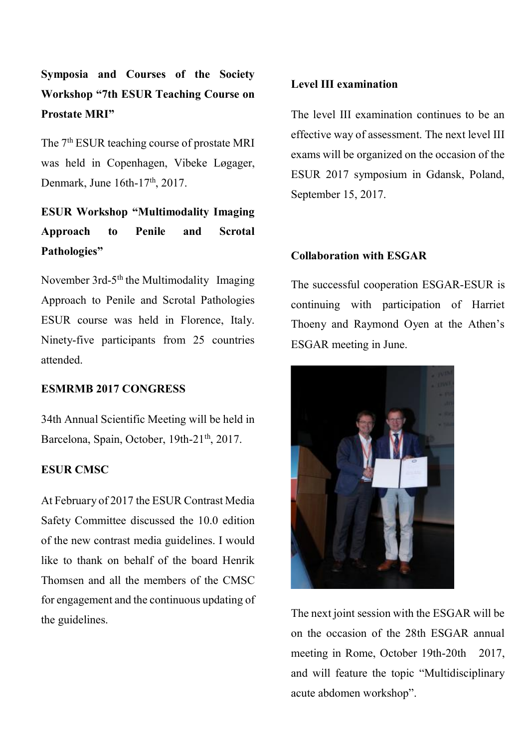**Symposia and Courses of the Society Workshop "7th ESUR Teaching Course on Prostate MRI"**

The 7th ESUR teaching course of prostate MRI was held in Copenhagen, Vibeke Løgager, Denmark, June 16th-17th, 2017.

**ESUR Workshop "Multimodality Imaging Approach to Penile and Scrotal Pathologies"**

November 3rd-5th the Multimodality Imaging Approach to Penile and Scrotal Pathologies ESUR course was held in Florence, Italy. Ninety-five participants from 25 countries attended.

**ESMRMB 2017 CONGRESS**

34th Annual Scientific Meeting will be held in Barcelona, Spain, October, 19th-21th, 2017.

**ESUR CMSC**

At February of 2017 the ESUR Contrast Media Safety Committee discussed the 10.0 edition of the new contrast media guidelines. I would like to thank on behalf of the board Henrik Thomsen and all the members of the CMSC for engagement and the continuous updating of the guidelines.

**Level III examination**

The level III examination continues to be an effective way of assessment. The next level III exams will be organized on the occasion of the ESUR 2017 symposium in Gdansk, Poland, September 15, 2017.

**Collaboration with ESGAR**

The successful cooperation ESGAR-ESUR is continuing with participation of Harriet Thoeny and Raymond Oyen at the Athen's ESGAR meeting in June.

The next joint session with the ESGAR will be on the occasion of the 28th ESGAR annual meeting in Rome, October 19th-20th 2017, and will feature the topic "Multidisciplinary acute abdomen workshop".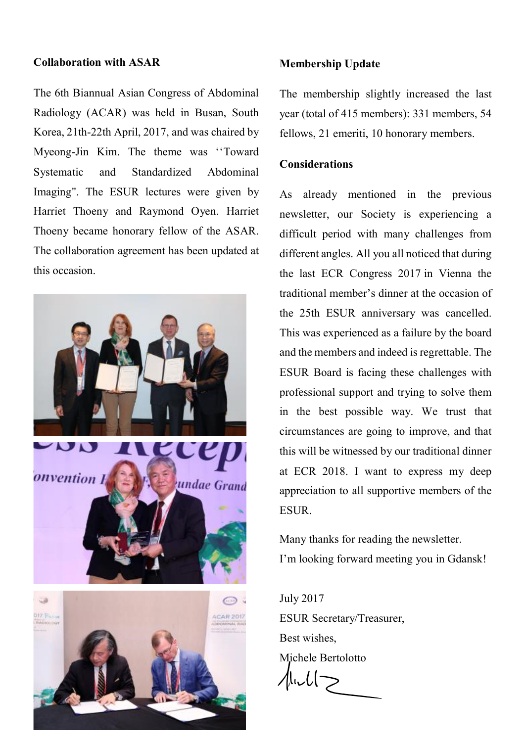**Collaboration with ASAR**

The 6th Biannual Asian Congress of Abdominal Radiology (ACAR) was held in Busan, South Korea, 21th-22th April, 2017, and was chaired by Myeong-Jin Kim. The theme was ''Toward Systematic and Standardized Abdominal Imaging". The ESUR lectures were given by Harriet Thoeny and Raymond Oyen. Harriet Thoeny became honorary fellow of the ASAR. The collaboration agreement has been updated at this occasion.

**Membership Update**

The membership slightly increased the last year (total of 415 members): 331 members, 54 fellows, 21 emeriti, 10 honorary members.

**Considerations**

As already mentioned in the previous newsletter, our Society is experiencing a difficult period with many challenges from different angles. All you all noticed that during the last ECR Congress 2017 in Vienna the traditional member's dinner at the occasion of the 25th ESUR anniversary was cancelled. This was experienced as a failure by the board and the members and indeed is regrettable. The ESUR Board is facing these challenges with professional support and trying to solve them in the best possible way. We trust that circumstances are going to improve, and that this will be witnessed by our traditional dinner at ECR 2018. I want to express my deep appreciation to all supportive members of the ESUR.

Many thanks for reading the newsletter.
I'm looking forward meeting you in Gdansk!

July 2017
ESUR Secretary/Treasurer,
Best wishes,
Michele Bertolotto